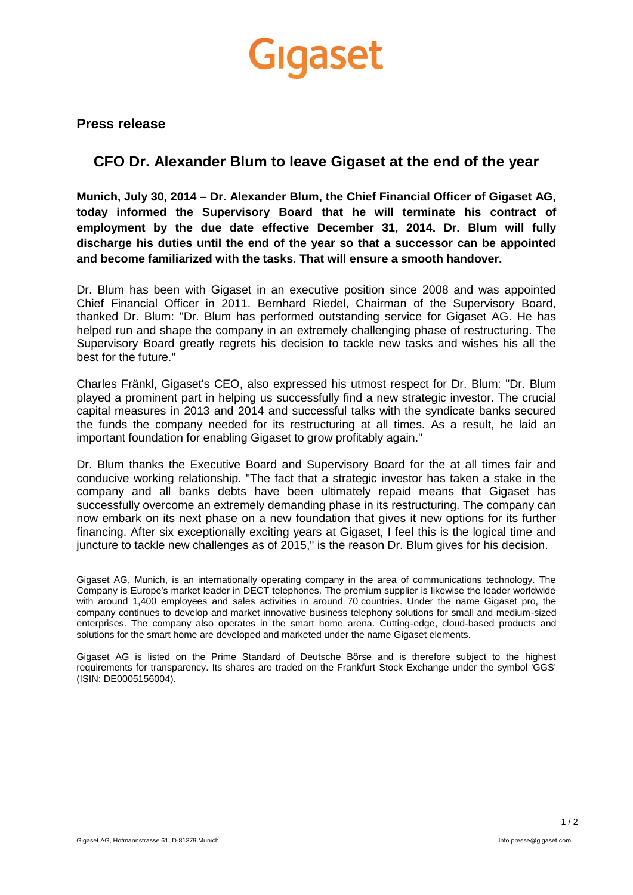Gigaset

**Press release**

## CFO Dr. Alexander Blum to leave Gigaset at the end of the year

**Munich, July 30, 2014 – Dr. Alexander Blum, the Chief Financial Officer of Gigaset AG, today informed the Supervisory Board that he will terminate his contract of employment by the due date effective December 31, 2014. Dr. Blum will fully discharge his duties until the end of the year so that a successor can be appointed and become familiarized with the tasks. That will ensure a smooth handover.**

Dr. Blum has been with Gigaset in an executive position since 2008 and was appointed Chief Financial Officer in 2011. Bernhard Riedel, Chairman of the Supervisory Board, thanked Dr. Blum: "Dr. Blum has performed outstanding service for Gigaset AG. He has helped run and shape the company in an extremely challenging phase of restructuring. The Supervisory Board greatly regrets his decision to tackle new tasks and wishes his all the best for the future."

Charles Fränkl, Gigaset's CEO, also expressed his utmost respect for Dr. Blum: "Dr. Blum played a prominent part in helping us successfully find a new strategic investor. The crucial capital measures in 2013 and 2014 and successful talks with the syndicate banks secured the funds the company needed for its restructuring at all times. As a result, he laid an important foundation for enabling Gigaset to grow profitably again."

Dr. Blum thanks the Executive Board and Supervisory Board for the at all times fair and conducive working relationship. "The fact that a strategic investor has taken a stake in the company and all banks debts have been ultimately repaid means that Gigaset has successfully overcome an extremely demanding phase in its restructuring. The company can now embark on its next phase on a new foundation that gives it new options for its further financing. After six exceptionally exciting years at Gigaset, I feel this is the logical time and juncture to tackle new challenges as of 2015," is the reason Dr. Blum gives for his decision.

Gigaset AG, Munich, is an internationally operating company in the area of communications technology. The Company is Europe's market leader in DECT telephones. The premium supplier is likewise the leader worldwide with around 1,400 employees and sales activities in around 70 countries. Under the name Gigaset pro, the company continues to develop and market innovative business telephony solutions for small and medium-sized enterprises. The company also operates in the smart home arena. Cutting-edge, cloud-based products and solutions for the smart home are developed and marketed under the name Gigaset elements.

Gigaset AG is listed on the Prime Standard of Deutsche Börse and is therefore subject to the highest requirements for transparency. Its shares are traded on the Frankfurt Stock Exchange under the symbol 'GGS' (ISIN: DE0005156004).

Gigaset AG, Hofmannstrasse 61, D-81379 Munich

Info.presse@gigaset.com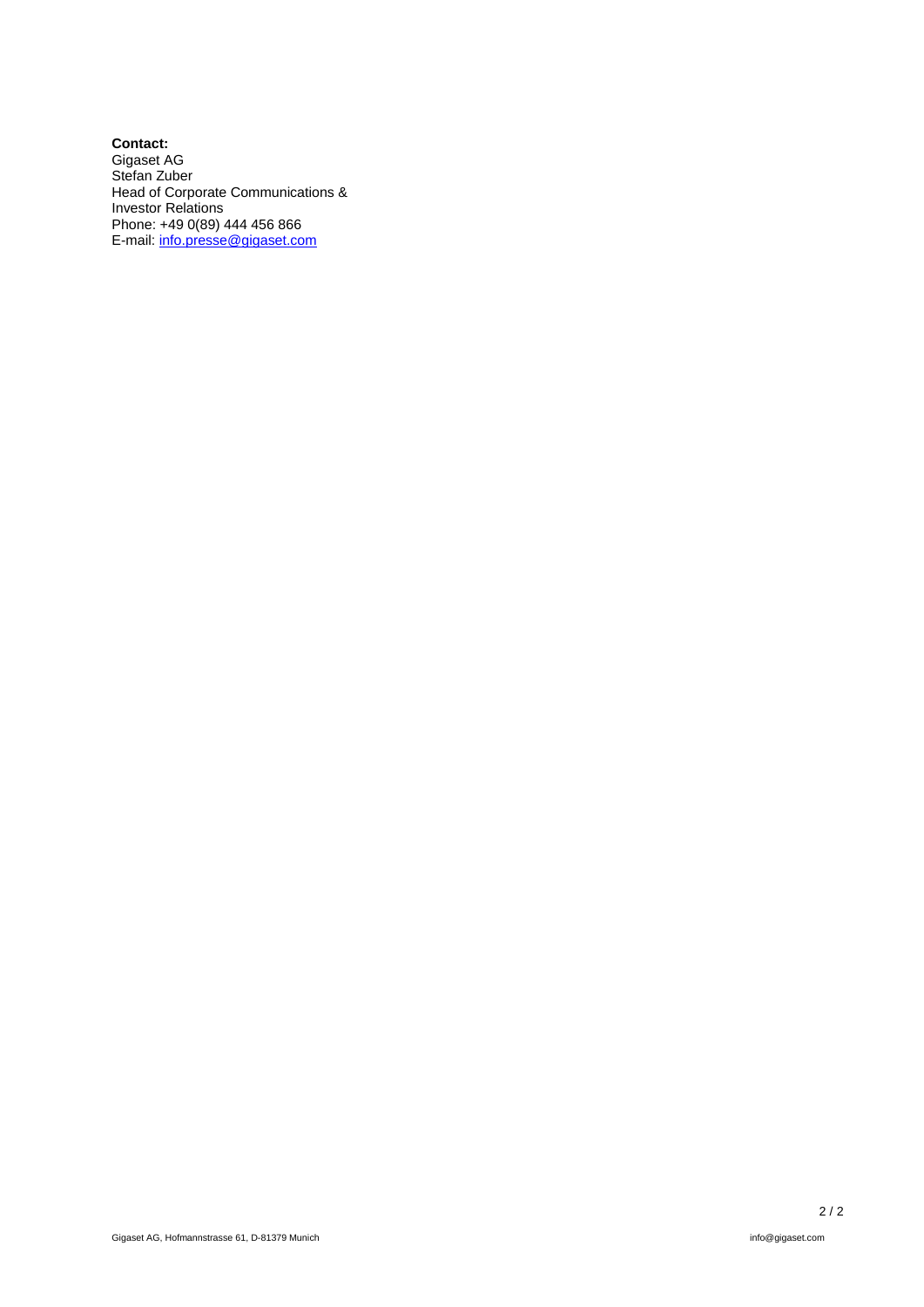**Contact:**
Gigaset AG
Stefan Zuber
Head of Corporate Communications &
Investor Relations
Phone: +49 0(89) 444 456 866
E-mail: info.presse@gigaset.com